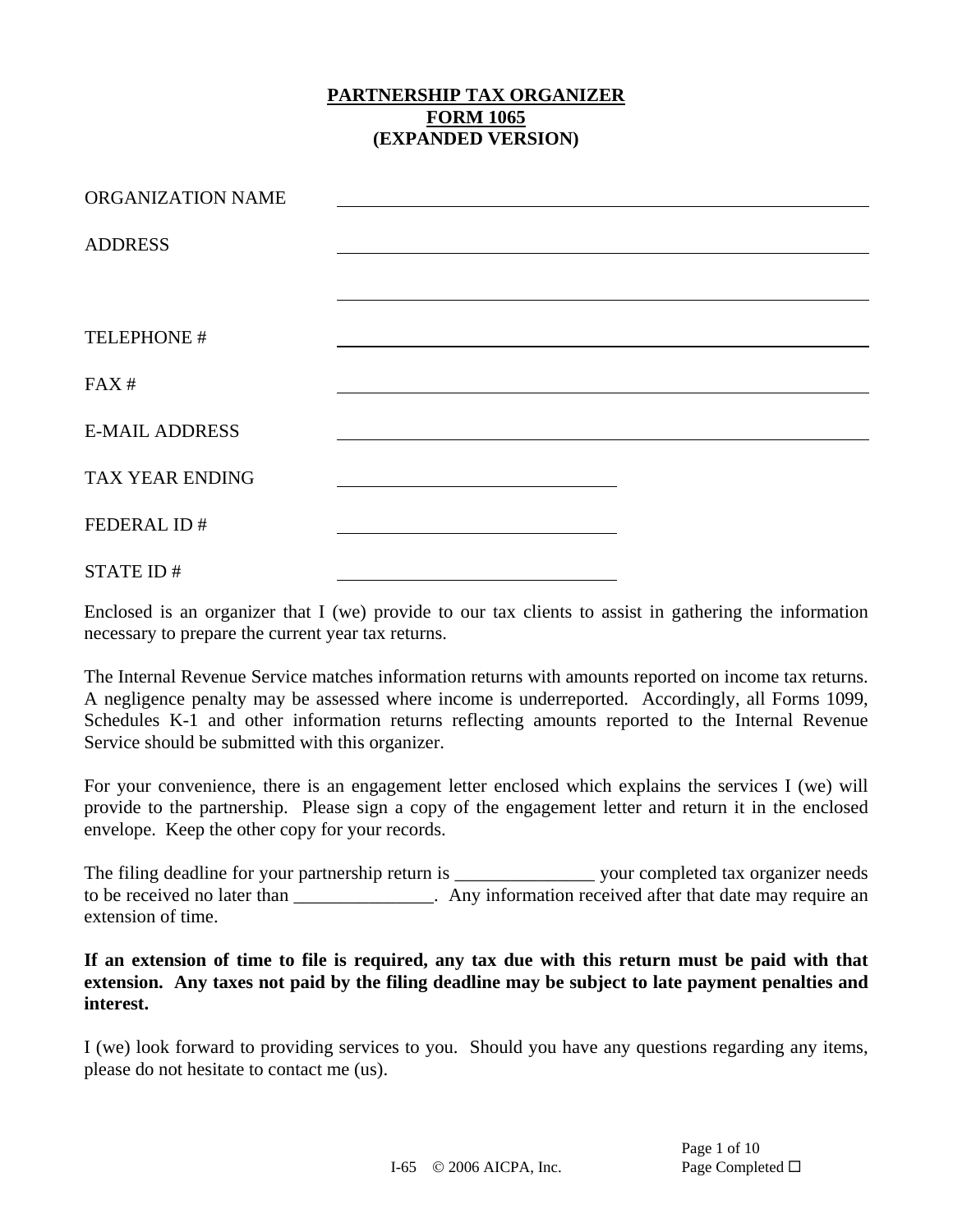# PARTNERSHIP TAX ORGANIZER
# FORM 1065
# (EXPANDED VERSION)

| | |
|---|---|
| ORGANIZATION NAME | ______________________________ |
| ADDRESS | ______________________________ |
| | ______________________________ |
| TELEPHONE # | ______________________________ |
| FAX # | ______________________________ |
| E-MAIL ADDRESS | ______________________________ |
| TAX YEAR ENDING | ____________________ |
| FEDERAL ID # | ____________________ |
| STATE ID # | ____________________ |

Enclosed is an organizer that I (we) provide to our tax clients to assist in gathering the information necessary to prepare the current year tax returns.

The Internal Revenue Service matches information returns with amounts reported on income tax returns. A negligence penalty may be assessed where income is underreported. Accordingly, all Forms 1099, Schedules K-1 and other information returns reflecting amounts reported to the Internal Revenue Service should be submitted with this organizer.

For your convenience, there is an engagement letter enclosed which explains the services I (we) will provide to the partnership. Please sign a copy of the engagement letter and return it in the enclosed envelope. Keep the other copy for your records.

The filing deadline for your partnership return is _______________ your completed tax organizer needs to be received no later than _______________. Any information received after that date may require an extension of time.

**If an extension of time to file is required, any tax due with this return must be paid with that extension. Any taxes not paid by the filing deadline may be subject to late payment penalties and interest.**

I (we) look forward to providing services to you. Should you have any questions regarding any items, please do not hesitate to contact me (us).

I-65 © 2006 AICPA, Inc.

Page Completed ☐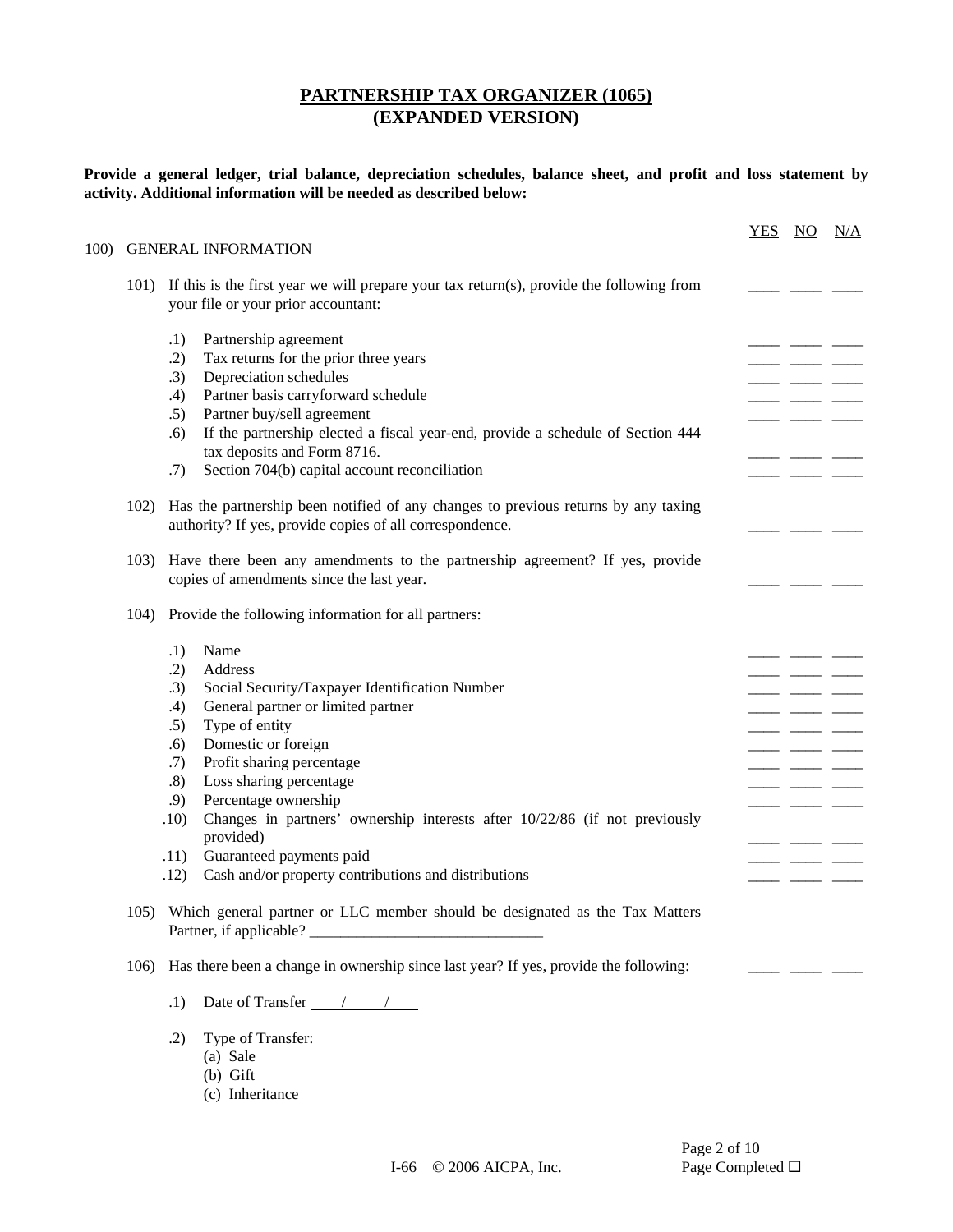# PARTNERSHIP TAX ORGANIZER (1065)
# (EXPANDED VERSION)

**Provide a general ledger, trial balance, depreciation schedules, balance sheet, and profit and loss statement by activity. Additional information will be needed as described below:**

| | YES | NO | N/A |
|---|---|---|---|
| **100) GENERAL INFORMATION** | | | |
| 101) If this is the first year we will prepare your tax return(s), provide the following from your file or your prior accountant: | ____ | ____ | ____ |
| .1) Partnership agreement | ____ | ____ | ____ |
| .2) Tax returns for the prior three years | ____ | ____ | ____ |
| .3) Depreciation schedules | ____ | ____ | ____ |
| .4) Partner basis carryforward schedule | ____ | ____ | ____ |
| .5) Partner buy/sell agreement | ____ | ____ | ____ |
| .6) If the partnership elected a fiscal year-end, provide a schedule of Section 444 tax deposits and Form 8716. | ____ | ____ | ____ |
| .7) Section 704(b) capital account reconciliation | ____ | ____ | ____ |
| 102) Has the partnership been notified of any changes to previous returns by any taxing authority? If yes, provide copies of all correspondence. | ____ | ____ | ____ |
| 103) Have there been any amendments to the partnership agreement? If yes, provide copies of amendments since the last year. | ____ | ____ | ____ |
| 104) Provide the following information for all partners: | | | |
| .1) Name | ____ | ____ | ____ |
| .2) Address | ____ | ____ | ____ |
| .3) Social Security/Taxpayer Identification Number | ____ | ____ | ____ |
| .4) General partner or limited partner | ____ | ____ | ____ |
| .5) Type of entity | ____ | ____ | ____ |
| .6) Domestic or foreign | ____ | ____ | ____ |
| .7) Profit sharing percentage | ____ | ____ | ____ |
| .8) Loss sharing percentage | ____ | ____ | ____ |
| .9) Percentage ownership | ____ | ____ | ____ |
| .10) Changes in partners' ownership interests after 10/22/86 (if not previously provided) | ____ | ____ | ____ |
| .11) Guaranteed payments paid | ____ | ____ | ____ |
| .12) Cash and/or property contributions and distributions | ____ | ____ | ____ |
| 105) Which general partner or LLC member should be designated as the Tax Matters Partner, if applicable? ______________________________ | | | |
| 106) Has there been a change in ownership since last year? If yes, provide the following: | ____ | ____ | ____ |

.1) Date of Transfer ____/____/____

.2) Type of Transfer:
   (a) Sale
   (b) Gift
   (c) Inheritance

I-66 © 2006 AICPA, Inc.

Page Completed ☐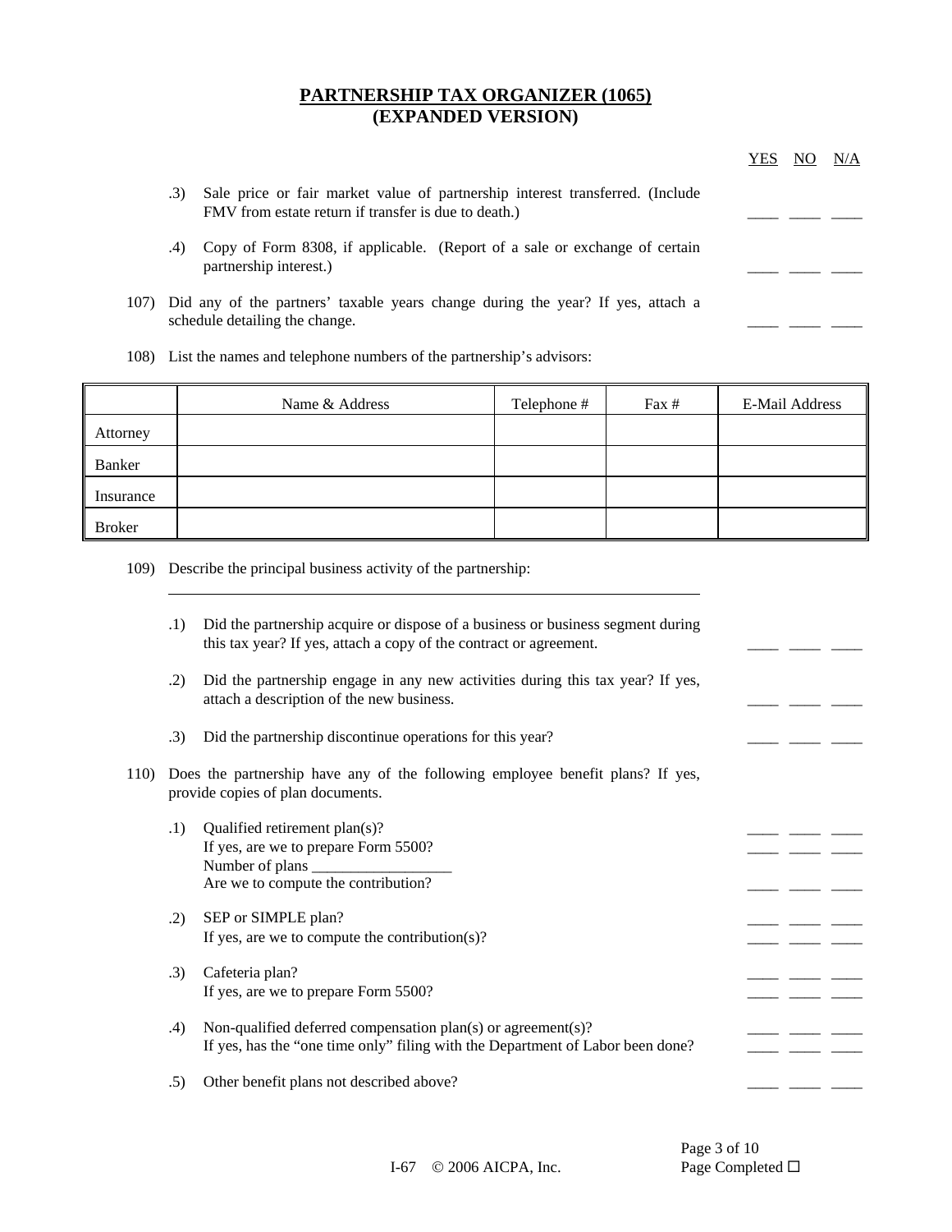# PARTNERSHIP TAX ORGANIZER (1065)
## (EXPANDED VERSION)

YES NO N/A

.3) Sale price or fair market value of partnership interest transferred. (Include FMV from estate return if transfer is due to death.) ____ ____ ____

.4) Copy of Form 8308, if applicable. (Report of a sale or exchange of certain partnership interest.) ____ ____ ____

107) Did any of the partners' taxable years change during the year? If yes, attach a schedule detailing the change. ____ ____ ____

108) List the names and telephone numbers of the partnership's advisors:

| | Name & Address | Telephone # | Fax # | E-Mail Address |
|---|---|---|---|---|
| Attorney | | | | |
| Banker | | | | |
| Insurance | | | | |
| Broker | | | | |

109) Describe the principal business activity of the partnership:

_______________________________________________________________

.1) Did the partnership acquire or dispose of a business or business segment during this tax year? If yes, attach a copy of the contract or agreement. ____ ____ ____

.2) Did the partnership engage in any new activities during this tax year? If yes, attach a description of the new business. ____ ____ ____

.3) Did the partnership discontinue operations for this year? ____ ____ ____

110) Does the partnership have any of the following employee benefit plans? If yes, provide copies of plan documents.

.1) Qualified retirement plan(s)? ____ ____ ____
If yes, are we to prepare Form 5500? ____ ____ ____
Number of plans __________________
Are we to compute the contribution? ____ ____ ____

.2) SEP or SIMPLE plan? ____ ____ ____
If yes, are we to compute the contribution(s)? ____ ____ ____

.3) Cafeteria plan? ____ ____ ____
If yes, are we to prepare Form 5500? ____ ____ ____

.4) Non-qualified deferred compensation plan(s) or agreement(s)? ____ ____ ____
If yes, has the "one time only" filing with the Department of Labor been done? ____ ____ ____

.5) Other benefit plans not described above? ____ ____ ____

I-67 © 2006 AICPA, Inc.

Page Completed ☐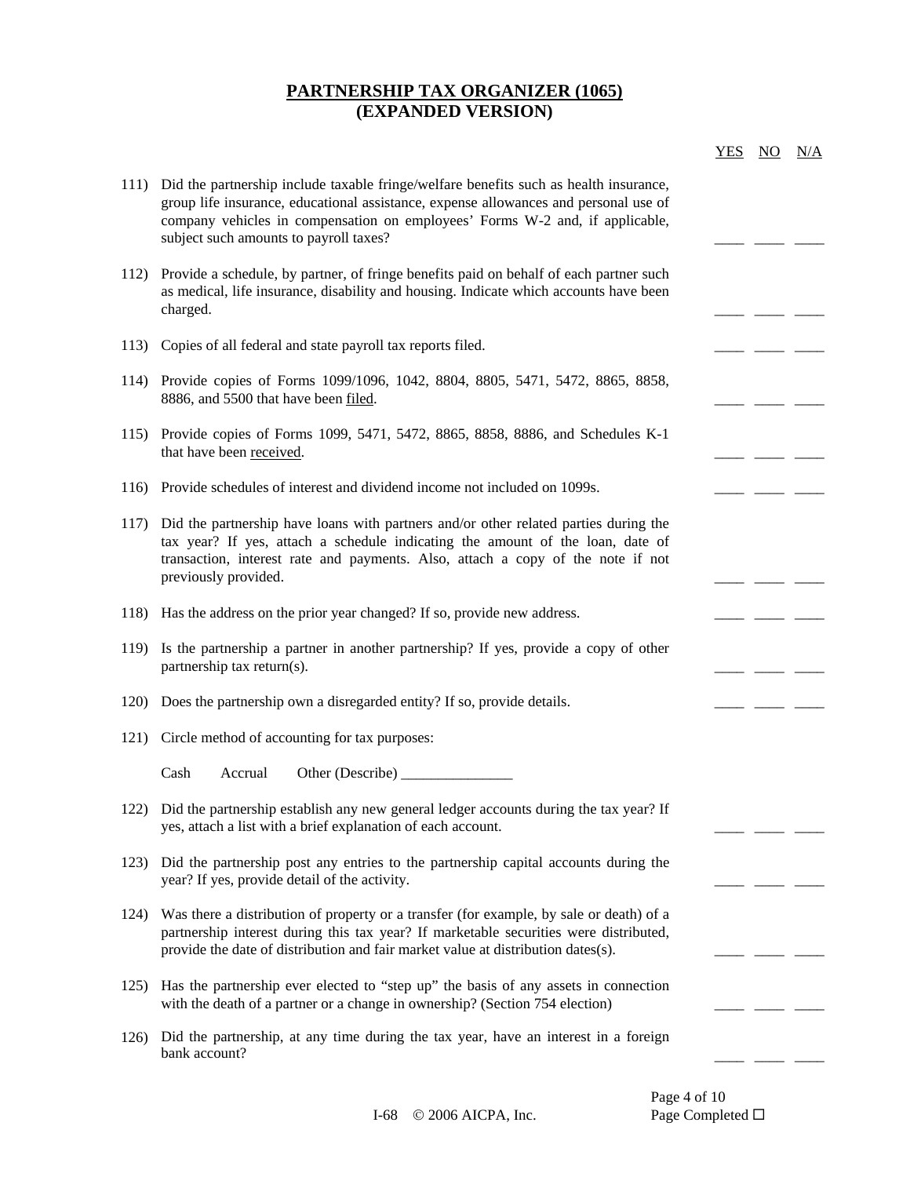# PARTNERSHIP TAX ORGANIZER (1065)
# (EXPANDED VERSION)

| | | YES | NO | N/A |
|---|---|---|---|---|
| 111) | Did the partnership include taxable fringe/welfare benefits such as health insurance, group life insurance, educational assistance, expense allowances and personal use of company vehicles in compensation on employees' Forms W-2 and, if applicable, subject such amounts to payroll taxes? | ____ | ____ | ____ |
| 112) | Provide a schedule, by partner, of fringe benefits paid on behalf of each partner such as medical, life insurance, disability and housing. Indicate which accounts have been charged. | ____ | ____ | ____ |
| 113) | Copies of all federal and state payroll tax reports filed. | ____ | ____ | ____ |
| 114) | Provide copies of Forms 1099/1096, 1042, 8804, 8805, 5471, 5472, 8865, 8858, 8886, and 5500 that have been <u>filed</u>. | ____ | ____ | ____ |
| 115) | Provide copies of Forms 1099, 5471, 5472, 8865, 8858, 8886, and Schedules K-1 that have been <u>received</u>. | ____ | ____ | ____ |
| 116) | Provide schedules of interest and dividend income not included on 1099s. | ____ | ____ | ____ |
| 117) | Did the partnership have loans with partners and/or other related parties during the tax year? If yes, attach a schedule indicating the amount of the loan, date of transaction, interest rate and payments. Also, attach a copy of the note if not previously provided. | ____ | ____ | ____ |
| 118) | Has the address on the prior year changed? If so, provide new address. | ____ | ____ | ____ |
| 119) | Is the partnership a partner in another partnership? If yes, provide a copy of other partnership tax return(s). | ____ | ____ | ____ |
| 120) | Does the partnership own a disregarded entity? If so, provide details. | ____ | ____ | ____ |
| 121) | Circle method of accounting for tax purposes:<br><br>Cash Accrual Other (Describe) _______________ | | | |
| 122) | Did the partnership establish any new general ledger accounts during the tax year? If yes, attach a list with a brief explanation of each account. | ____ | ____ | ____ |
| 123) | Did the partnership post any entries to the partnership capital accounts during the year? If yes, provide detail of the activity. | ____ | ____ | ____ |
| 124) | Was there a distribution of property or a transfer (for example, by sale or death) of a partnership interest during this tax year? If marketable securities were distributed, provide the date of distribution and fair market value at distribution dates(s). | ____ | ____ | ____ |
| 125) | Has the partnership ever elected to "step up" the basis of any assets in connection with the death of a partner or a change in ownership? (Section 754 election) | ____ | ____ | ____ |
| 126) | Did the partnership, at any time during the tax year, have an interest in a foreign bank account? | ____ | ____ | ____ |

Page Completed ☐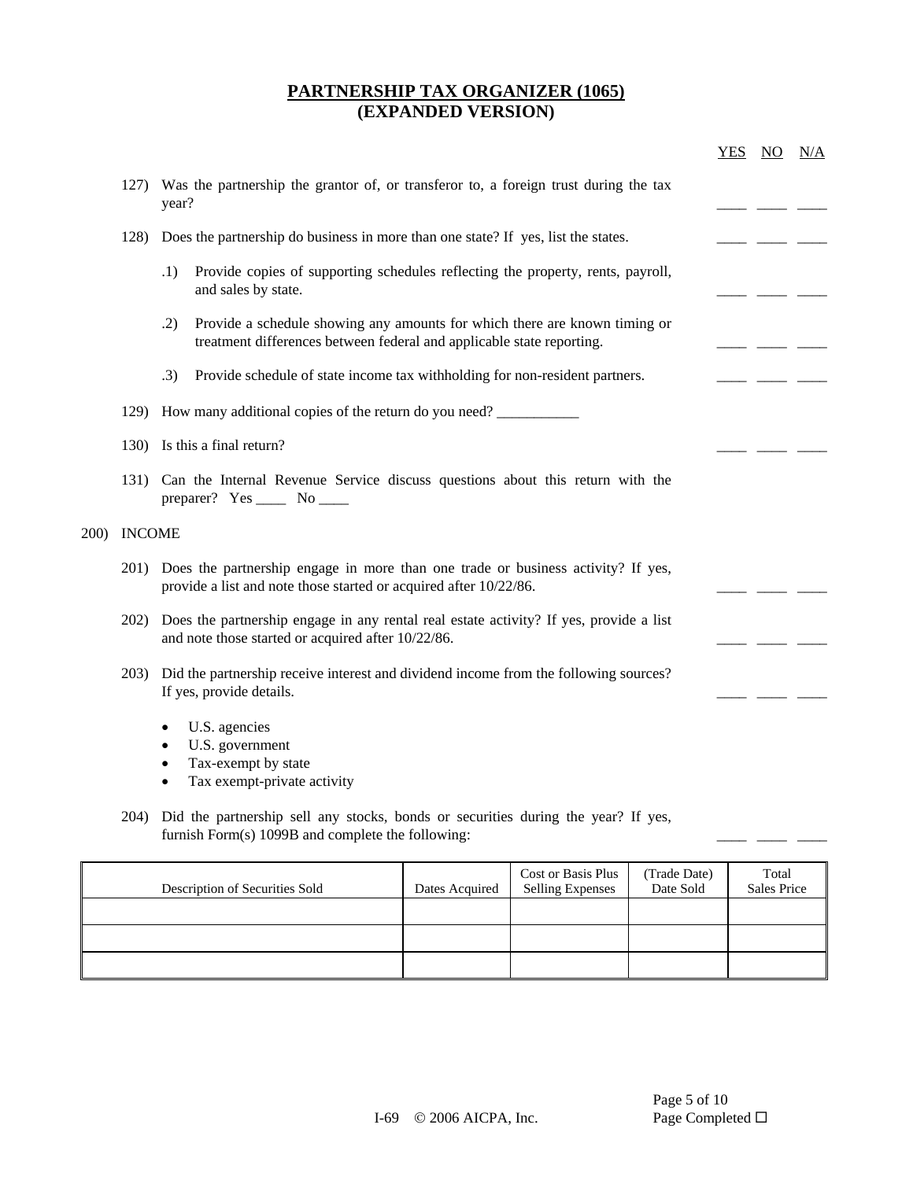## PARTNERSHIP TAX ORGANIZER (1065)
## (EXPANDED VERSION)

| | YES | NO | N/A |
|---|---|---|---|
| 127) Was the partnership the grantor of, or transferor to, a foreign trust during the tax year? | ____ | ____ | ____ |
| 128) Does the partnership do business in more than one state? If yes, list the states. | ____ | ____ | ____ |
| .1) Provide copies of supporting schedules reflecting the property, rents, payroll, and sales by state. | ____ | ____ | ____ |
| .2) Provide a schedule showing any amounts for which there are known timing or treatment differences between federal and applicable state reporting. | ____ | ____ | ____ |
| .3) Provide schedule of state income tax withholding for non-resident partners. | ____ | ____ | ____ |

129) How many additional copies of the return do you need? ___________

| | YES | NO | N/A |
|---|---|---|---|
| 130) Is this a final return? | ____ | ____ | ____ |

131) Can the Internal Revenue Service discuss questions about this return with the preparer? Yes ____ No ____

200) INCOME

| | YES | NO | N/A |
|---|---|---|---|
| 201) Does the partnership engage in more than one trade or business activity? If yes, provide a list and note those started or acquired after 10/22/86. | ____ | ____ | ____ |
| 202) Does the partnership engage in any rental real estate activity? If yes, provide a list and note those started or acquired after 10/22/86. | ____ | ____ | ____ |
| 203) Did the partnership receive interest and dividend income from the following sources? If yes, provide details. | ____ | ____ | ____ |

- U.S. agencies
- U.S. government
- Tax-exempt by state
- Tax exempt-private activity

| | YES | NO | N/A |
|---|---|---|---|
| 204) Did the partnership sell any stocks, bonds or securities during the year? If yes, furnish Form(s) 1099B and complete the following: | ____ | ____ | ____ |

| Description of Securities Sold | Dates Acquired | Cost or Basis Plus Selling Expenses | (Trade Date) Date Sold | Total Sales Price |
|---|---|---|---|---|
| | | | | |
| | | | | |
| | | | | |

I-69 © 2006 AICPA, Inc.

Page Completed ☐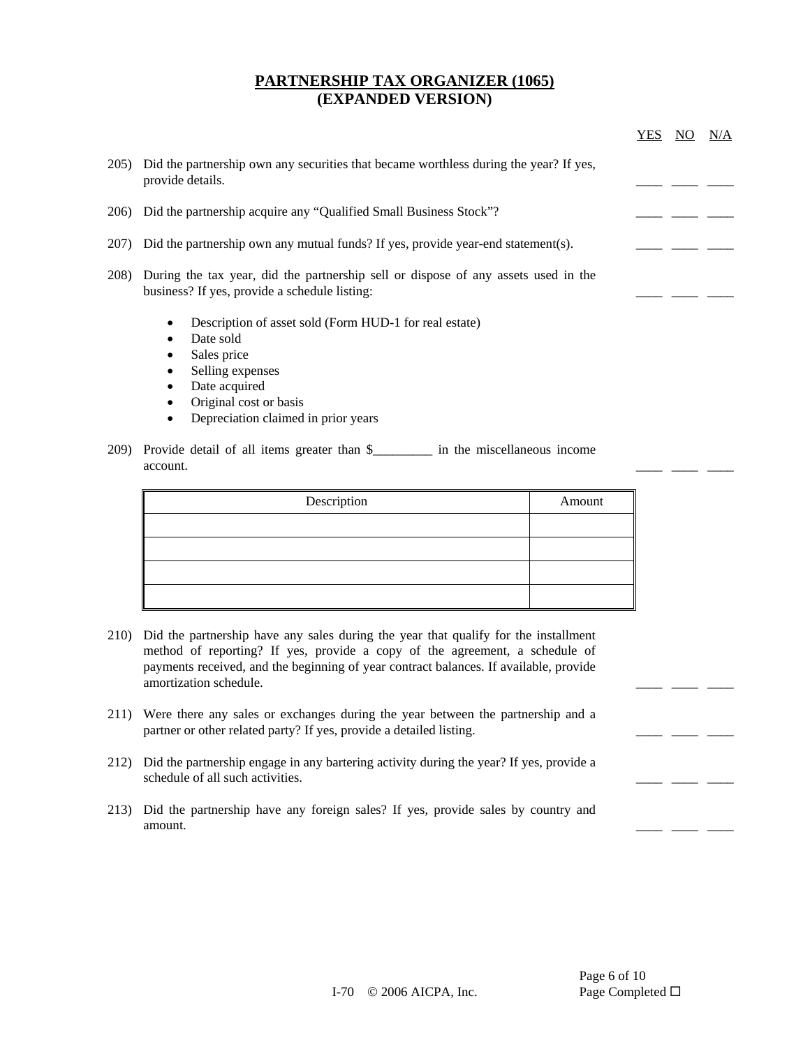# PARTNERSHIP TAX ORGANIZER (1065)
# (EXPANDED VERSION)

YES NO N/A

205) Did the partnership own any securities that became worthless during the year? If yes, provide details. ____ ____ ____

206) Did the partnership acquire any "Qualified Small Business Stock"? ____ ____ ____

207) Did the partnership own any mutual funds? If yes, provide year-end statement(s). ____ ____ ____

208) During the tax year, did the partnership sell or dispose of any assets used in the business? If yes, provide a schedule listing: ____ ____ ____

- Description of asset sold (Form HUD-1 for real estate)
- Date sold
- Sales price
- Selling expenses
- Date acquired
- Original cost or basis
- Depreciation claimed in prior years

209) Provide detail of all items greater than $_________ in the miscellaneous income account. ____ ____ ____

| Description | Amount |
|---|---|
| | |
| | |
| | |
| | |

210) Did the partnership have any sales during the year that qualify for the installment method of reporting? If yes, provide a copy of the agreement, a schedule of payments received, and the beginning of year contract balances. If available, provide amortization schedule. ____ ____ ____

211) Were there any sales or exchanges during the year between the partnership and a partner or other related party? If yes, provide a detailed listing. ____ ____ ____

212) Did the partnership engage in any bartering activity during the year? If yes, provide a schedule of all such activities. ____ ____ ____

213) Did the partnership have any foreign sales? If yes, provide sales by country and amount. ____ ____ ____

Page Completed ☐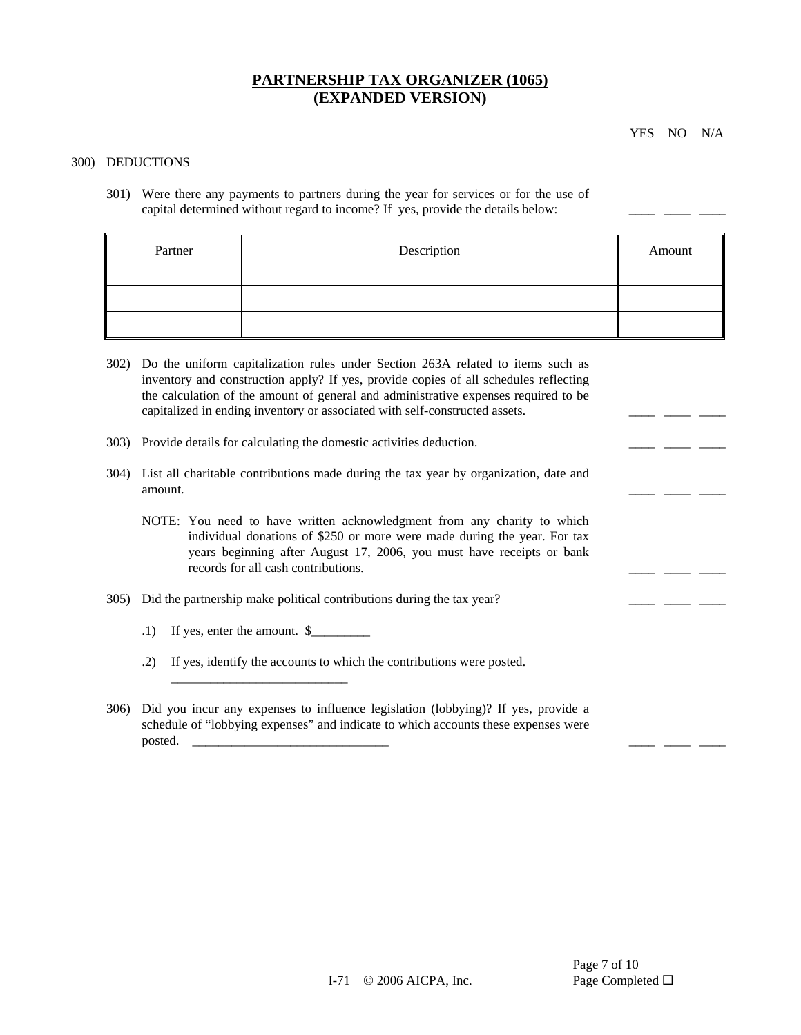# PARTNERSHIP TAX ORGANIZER (1065)
# (EXPANDED VERSION)

YES NO N/A

300) DEDUCTIONS

301) Were there any payments to partners during the year for services or for the use of capital determined without regard to income? If yes, provide the details below: ____ ____ ____

| Partner | Description | Amount |
|---|---|---|
| | | |
| | | |
| | | |

302) Do the uniform capitalization rules under Section 263A related to items such as inventory and construction apply? If yes, provide copies of all schedules reflecting the calculation of the amount of general and administrative expenses required to be capitalized in ending inventory or associated with self-constructed assets. ____ ____ ____

303) Provide details for calculating the domestic activities deduction. ____ ____ ____

304) List all charitable contributions made during the tax year by organization, date and amount. ____ ____ ____

NOTE: You need to have written acknowledgment from any charity to which individual donations of $250 or more were made during the year. For tax years beginning after August 17, 2006, you must have receipts or bank records for all cash contributions. ____ ____ ____

305) Did the partnership make political contributions during the tax year? ____ ____ ____

.1) If yes, enter the amount. $_________

.2) If yes, identify the accounts to which the contributions were posted.
___________________________

306) Did you incur any expenses to influence legislation (lobbying)? If yes, provide a schedule of "lobbying expenses" and indicate to which accounts these expenses were posted. ______________________________ ____ ____ ____

I-71 © 2006 AICPA, Inc.

Page Completed ☐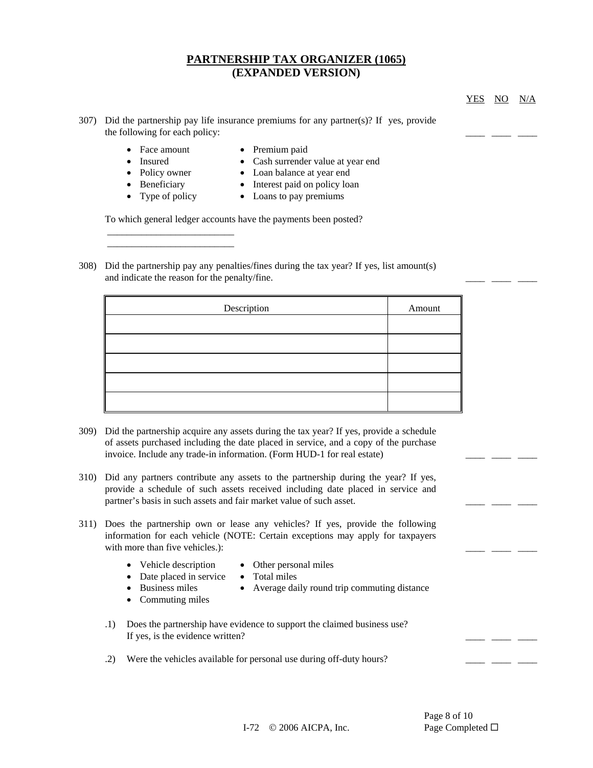# PARTNERSHIP TAX ORGANIZER (1065)
# (EXPANDED VERSION)

YES NO N/A

307) Did the partnership pay life insurance premiums for any partner(s)? If yes, provide the following for each policy: ____ ____ ____

- Face amount
- Insured
- Policy owner
- Beneficiary
- Type of policy
- Premium paid
- Cash surrender value at year end
- Loan balance at year end
- Interest paid on policy loan
- Loans to pay premiums

To which general ledger accounts have the payments been posted?

__________________________

__________________________

308) Did the partnership pay any penalties/fines during the tax year? If yes, list amount(s) and indicate the reason for the penalty/fine. ____ ____ ____

| Description | Amount |
|---|---|
| | |
| | |
| | |
| | |
| | |

309) Did the partnership acquire any assets during the tax year? If yes, provide a schedule of assets purchased including the date placed in service, and a copy of the purchase invoice. Include any trade-in information. (Form HUD-1 for real estate) ____ ____ ____

310) Did any partners contribute any assets to the partnership during the year? If yes, provide a schedule of such assets received including date placed in service and partner's basis in such assets and fair market value of such asset. ____ ____ ____

311) Does the partnership own or lease any vehicles? If yes, provide the following information for each vehicle (NOTE: Certain exceptions may apply for taxpayers with more than five vehicles.): ____ ____ ____

- Vehicle description
- Date placed in service
- Business miles
- Commuting miles
- Other personal miles
- Total miles
- Average daily round trip commuting distance

.1) Does the partnership have evidence to support the claimed business use? If yes, is the evidence written? ____ ____ ____

.2) Were the vehicles available for personal use during off-duty hours? ____ ____ ____

I-72 © 2006 AICPA, Inc.

Page Completed ☐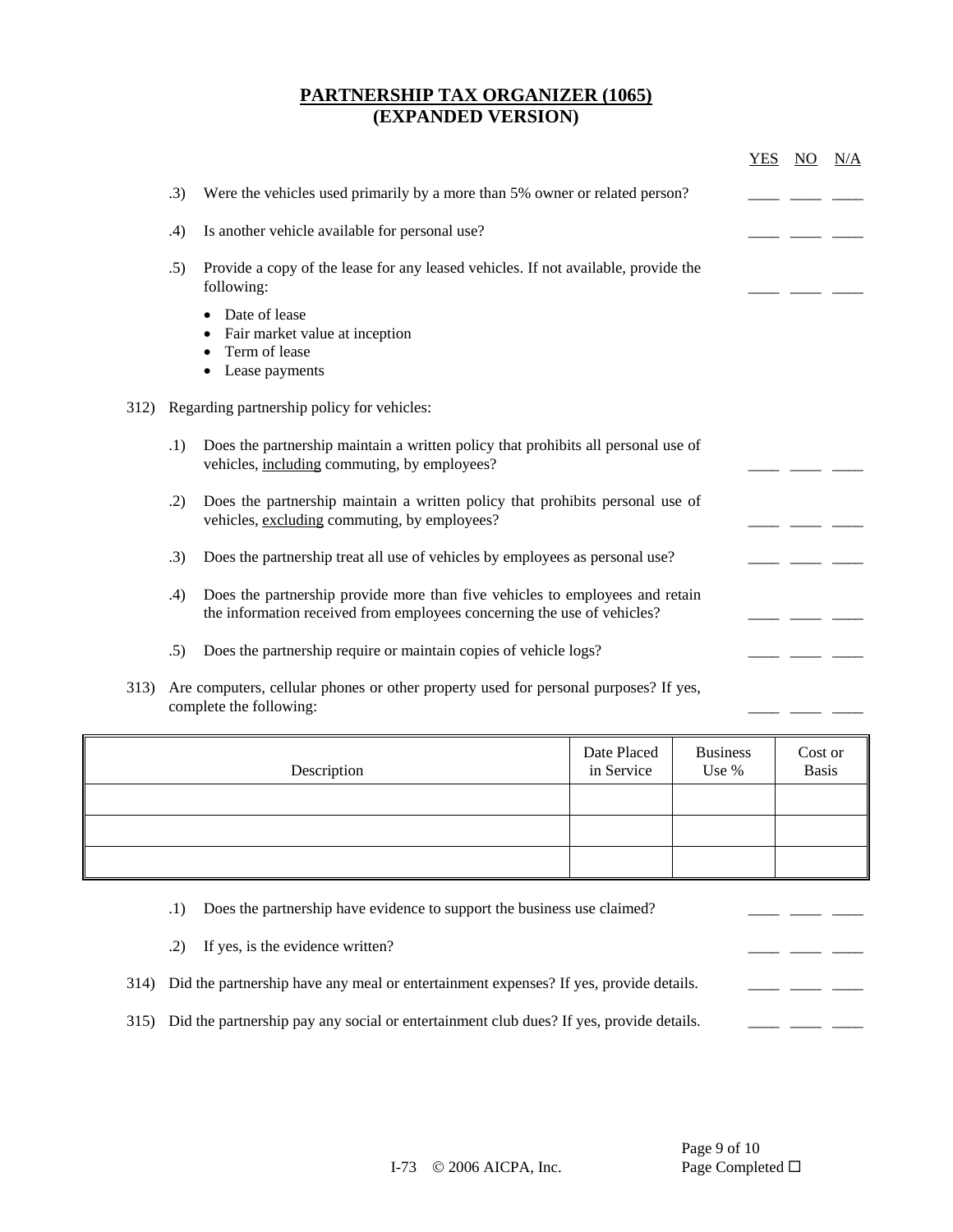# PARTNERSHIP TAX ORGANIZER (1065)
# (EXPANDED VERSION)

| | YES | NO | N/A |
|---|---|---|---|
| .3) Were the vehicles used primarily by a more than 5% owner or related person? | ____ | ____ | ____ |
| .4) Is another vehicle available for personal use? | ____ | ____ | ____ |
| .5) Provide a copy of the lease for any leased vehicles. If not available, provide the following: | ____ | ____ | ____ |

- Date of lease
- Fair market value at inception
- Term of lease
- Lease payments

312) Regarding partnership policy for vehicles:

| | YES | NO | N/A |
|---|---|---|---|
| .1) Does the partnership maintain a written policy that prohibits all personal use of vehicles, including commuting, by employees? | ____ | ____ | ____ |
| .2) Does the partnership maintain a written policy that prohibits personal use of vehicles, excluding commuting, by employees? | ____ | ____ | ____ |
| .3) Does the partnership treat all use of vehicles by employees as personal use? | ____ | ____ | ____ |
| .4) Does the partnership provide more than five vehicles to employees and retain the information received from employees concerning the use of vehicles? | ____ | ____ | ____ |
| .5) Does the partnership require or maintain copies of vehicle logs? | ____ | ____ | ____ |

| | YES | NO | N/A |
|---|---|---|---|
| 313) Are computers, cellular phones or other property used for personal purposes? If yes, complete the following: | ____ | ____ | ____ |

| Description | Date Placed in Service | Business Use % | Cost or Basis |
|---|---|---|---|
| | | | |
| | | | |
| | | | |

| | YES | NO | N/A |
|---|---|---|---|
| .1) Does the partnership have evidence to support the business use claimed? | ____ | ____ | ____ |
| .2) If yes, is the evidence written? | ____ | ____ | ____ |
| 314) Did the partnership have any meal or entertainment expenses? If yes, provide details. | ____ | ____ | ____ |
| 315) Did the partnership pay any social or entertainment club dues? If yes, provide details. | ____ | ____ | ____ |

I-73 © 2006 AICPA, Inc.

Page Completed ☐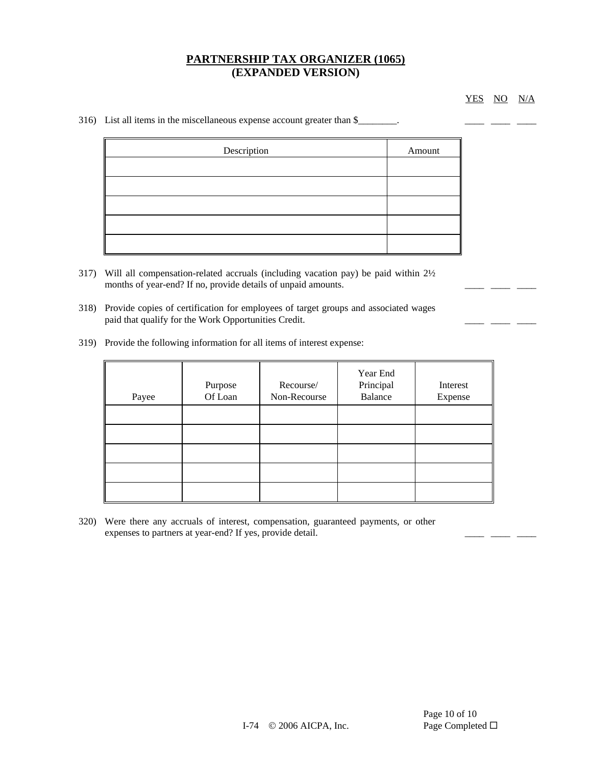# PARTNERSHIP TAX ORGANIZER (1065)
# (EXPANDED VERSION)

YES NO N/A

316) List all items in the miscellaneous expense account greater than $________. ____ ____ ____

| Description | Amount |
|---|---|
| | |
| | |
| | |
| | |
| | |

317) Will all compensation-related accruals (including vacation pay) be paid within 2½ months of year-end? If no, provide details of unpaid amounts. ____ ____ ____

318) Provide copies of certification for employees of target groups and associated wages paid that qualify for the Work Opportunities Credit. ____ ____ ____

319) Provide the following information for all items of interest expense:

| Payee | Purpose Of Loan | Recourse/ Non-Recourse | Year End Principal Balance | Interest Expense |
|---|---|---|---|---|
| | | | | |
| | | | | |
| | | | | |
| | | | | |
| | | | | |

320) Were there any accruals of interest, compensation, guaranteed payments, or other expenses to partners at year-end? If yes, provide detail. ____ ____ ____

I-74 © 2006 AICPA, Inc.

Page Completed ☐